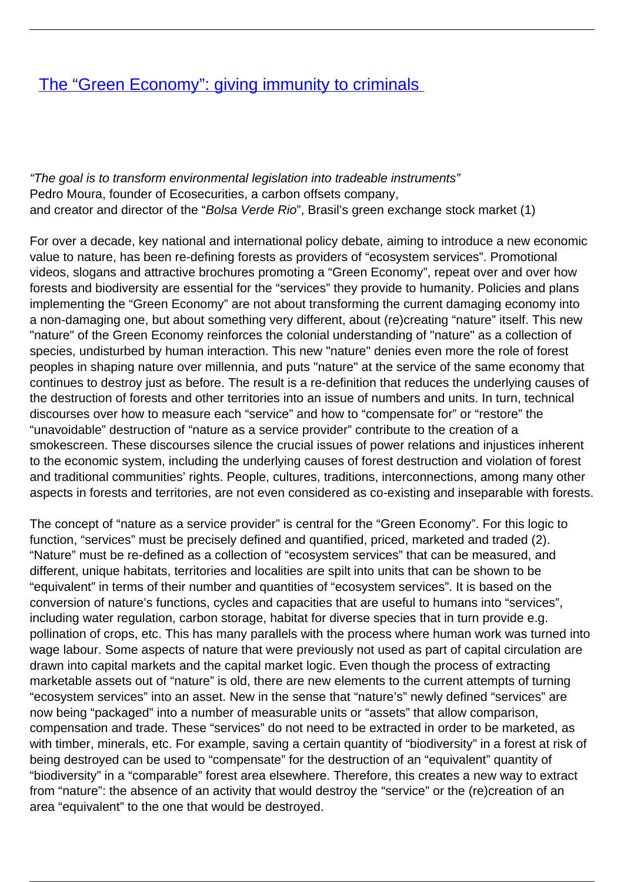# [The “Green Economy”: giving immunity to criminals](#)

*“The goal is to transform environmental legislation into tradeable instruments”*
Pedro Moura, founder of Ecosecurities, a carbon offsets company,
and creator and director of the “*Bolsa Verde Rio*”, Brasil’s green exchange stock market (1)

For over a decade, key national and international policy debate, aiming to introduce a new economic value to nature, has been re-defining forests as providers of “ecosystem services”. Promotional videos, slogans and attractive brochures promoting a “Green Economy”, repeat over and over how forests and biodiversity are essential for the “services” they provide to humanity. Policies and plans implementing the “Green Economy” are not about transforming the current damaging economy into a non-damaging one, but about something very different, about (re)creating “nature” itself. This new "nature" of the Green Economy reinforces the colonial understanding of "nature" as a collection of species, undisturbed by human interaction. This new "nature" denies even more the role of forest peoples in shaping nature over millennia, and puts "nature" at the service of the same economy that continues to destroy just as before. The result is a re-definition that reduces the underlying causes of the destruction of forests and other territories into an issue of numbers and units. In turn, technical discourses over how to measure each “service” and how to “compensate for” or “restore” the “unavoidable” destruction of “nature as a service provider” contribute to the creation of a smokescreen. These discourses silence the crucial issues of power relations and injustices inherent to the economic system, including the underlying causes of forest destruction and violation of forest and traditional communities’ rights. People, cultures, traditions, interconnections, among many other aspects in forests and territories, are not even considered as co-existing and inseparable with forests.

The concept of “nature as a service provider” is central for the “Green Economy”. For this logic to function, “services” must be precisely defined and quantified, priced, marketed and traded (2). “Nature” must be re-defined as a collection of “ecosystem services” that can be measured, and different, unique habitats, territories and localities are spilt into units that can be shown to be “equivalent” in terms of their number and quantities of “ecosystem services”. It is based on the conversion of nature’s functions, cycles and capacities that are useful to humans into “services”, including water regulation, carbon storage, habitat for diverse species that in turn provide e.g. pollination of crops, etc. This has many parallels with the process where human work was turned into wage labour. Some aspects of nature that were previously not used as part of capital circulation are drawn into capital markets and the capital market logic. Even though the process of extracting marketable assets out of “nature” is old, there are new elements to the current attempts of turning “ecosystem services” into an asset. New in the sense that “nature’s” newly defined “services” are now being “packaged” into a number of measurable units or “assets” that allow comparison, compensation and trade. These “services” do not need to be extracted in order to be marketed, as with timber, minerals, etc. For example, saving a certain quantity of “biodiversity” in a forest at risk of being destroyed can be used to “compensate” for the destruction of an “equivalent” quantity of “biodiversity” in a “comparable” forest area elsewhere. Therefore, this creates a new way to extract from “nature”: the absence of an activity that would destroy the “service” or the (re)creation of an area “equivalent” to the one that would be destroyed.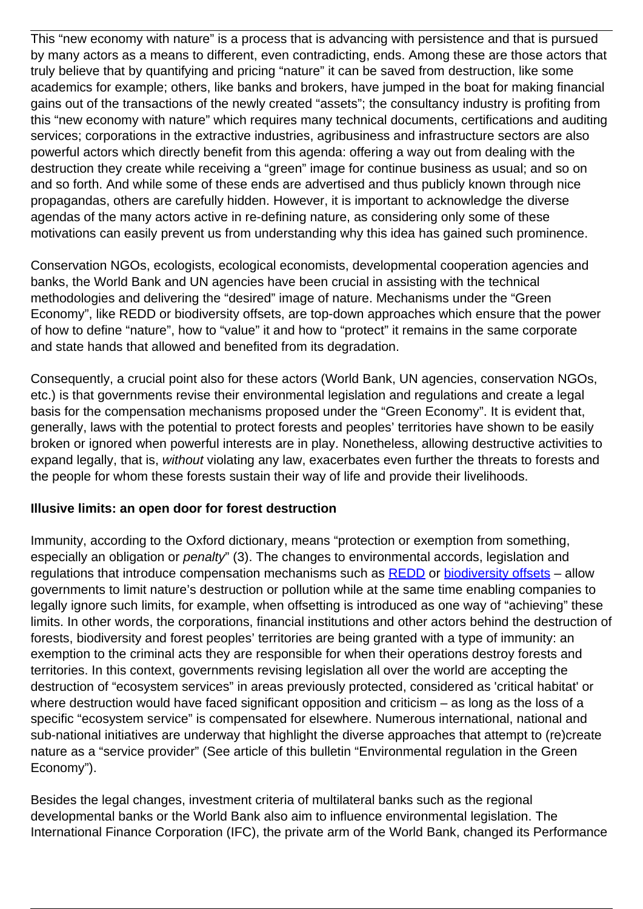This "new economy with nature" is a process that is advancing with persistence and that is pursued by many actors as a means to different, even contradicting, ends. Among these are those actors that truly believe that by quantifying and pricing "nature" it can be saved from destruction, like some academics for example; others, like banks and brokers, have jumped in the boat for making financial gains out of the transactions of the newly created "assets"; the consultancy industry is profiting from this "new economy with nature" which requires many technical documents, certifications and auditing services; corporations in the extractive industries, agribusiness and infrastructure sectors are also powerful actors which directly benefit from this agenda: offering a way out from dealing with the destruction they create while receiving a "green" image for continue business as usual; and so on and so forth. And while some of these ends are advertised and thus publicly known through nice propagandas, others are carefully hidden. However, it is important to acknowledge the diverse agendas of the many actors active in re-defining nature, as considering only some of these motivations can easily prevent us from understanding why this idea has gained such prominence.

Conservation NGOs, ecologists, ecological economists, developmental cooperation agencies and banks, the World Bank and UN agencies have been crucial in assisting with the technical methodologies and delivering the "desired" image of nature. Mechanisms under the "Green Economy", like REDD or biodiversity offsets, are top-down approaches which ensure that the power of how to define "nature", how to "value" it and how to "protect" it remains in the same corporate and state hands that allowed and benefited from its degradation.

Consequently, a crucial point also for these actors (World Bank, UN agencies, conservation NGOs, etc.) is that governments revise their environmental legislation and regulations and create a legal basis for the compensation mechanisms proposed under the "Green Economy". It is evident that, generally, laws with the potential to protect forests and peoples' territories have shown to be easily broken or ignored when powerful interests are in play. Nonetheless, allowing destructive activities to expand legally, that is, *without* violating any law, exacerbates even further the threats to forests and the people for whom these forests sustain their way of life and provide their livelihoods.

**Illusive limits: an open door for forest destruction**

Immunity, according to the Oxford dictionary, means "protection or exemption from something, especially an obligation or *penalty*" (3). The changes to environmental accords, legislation and regulations that introduce compensation mechanisms such as REDD or biodiversity offsets – allow governments to limit nature's destruction or pollution while at the same time enabling companies to legally ignore such limits, for example, when offsetting is introduced as one way of "achieving" these limits. In other words, the corporations, financial institutions and other actors behind the destruction of forests, biodiversity and forest peoples' territories are being granted with a type of immunity: an exemption to the criminal acts they are responsible for when their operations destroy forests and territories. In this context, governments revising legislation all over the world are accepting the destruction of "ecosystem services" in areas previously protected, considered as 'critical habitat' or where destruction would have faced significant opposition and criticism – as long as the loss of a specific "ecosystem service" is compensated for elsewhere. Numerous international, national and sub-national initiatives are underway that highlight the diverse approaches that attempt to (re)create nature as a "service provider" (See article of this bulletin "Environmental regulation in the Green Economy").

Besides the legal changes, investment criteria of multilateral banks such as the regional developmental banks or the World Bank also aim to influence environmental legislation. The International Finance Corporation (IFC), the private arm of the World Bank, changed its Performance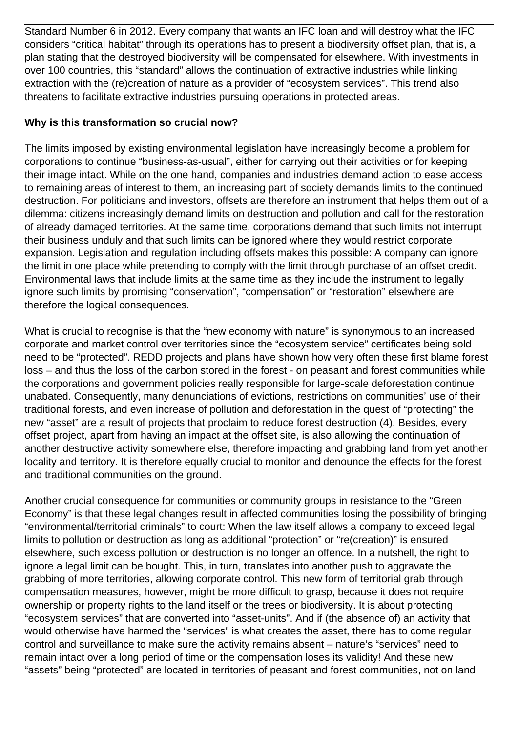Standard Number 6 in 2012. Every company that wants an IFC loan and will destroy what the IFC considers "critical habitat" through its operations has to present a biodiversity offset plan, that is, a plan stating that the destroyed biodiversity will be compensated for elsewhere. With investments in over 100 countries, this "standard" allows the continuation of extractive industries while linking extraction with the (re)creation of nature as a provider of "ecosystem services". This trend also threatens to facilitate extractive industries pursuing operations in protected areas.

**Why is this transformation so crucial now?**

The limits imposed by existing environmental legislation have increasingly become a problem for corporations to continue "business-as-usual", either for carrying out their activities or for keeping their image intact. While on the one hand, companies and industries demand action to ease access to remaining areas of interest to them, an increasing part of society demands limits to the continued destruction. For politicians and investors, offsets are therefore an instrument that helps them out of a dilemma: citizens increasingly demand limits on destruction and pollution and call for the restoration of already damaged territories. At the same time, corporations demand that such limits not interrupt their business unduly and that such limits can be ignored where they would restrict corporate expansion. Legislation and regulation including offsets makes this possible: A company can ignore the limit in one place while pretending to comply with the limit through purchase of an offset credit. Environmental laws that include limits at the same time as they include the instrument to legally ignore such limits by promising "conservation", "compensation" or "restoration" elsewhere are therefore the logical consequences.

What is crucial to recognise is that the "new economy with nature" is synonymous to an increased corporate and market control over territories since the "ecosystem service" certificates being sold need to be "protected". REDD projects and plans have shown how very often these first blame forest loss – and thus the loss of the carbon stored in the forest - on peasant and forest communities while the corporations and government policies really responsible for large-scale deforestation continue unabated. Consequently, many denunciations of evictions, restrictions on communities' use of their traditional forests, and even increase of pollution and deforestation in the quest of "protecting" the new "asset" are a result of projects that proclaim to reduce forest destruction (4). Besides, every offset project, apart from having an impact at the offset site, is also allowing the continuation of another destructive activity somewhere else, therefore impacting and grabbing land from yet another locality and territory. It is therefore equally crucial to monitor and denounce the effects for the forest and traditional communities on the ground.

Another crucial consequence for communities or community groups in resistance to the "Green Economy" is that these legal changes result in affected communities losing the possibility of bringing "environmental/territorial criminals" to court: When the law itself allows a company to exceed legal limits to pollution or destruction as long as additional "protection" or "re(creation)" is ensured elsewhere, such excess pollution or destruction is no longer an offence. In a nutshell, the right to ignore a legal limit can be bought. This, in turn, translates into another push to aggravate the grabbing of more territories, allowing corporate control. This new form of territorial grab through compensation measures, however, might be more difficult to grasp, because it does not require ownership or property rights to the land itself or the trees or biodiversity. It is about protecting "ecosystem services" that are converted into "asset-units". And if (the absence of) an activity that would otherwise have harmed the "services" is what creates the asset, there has to come regular control and surveillance to make sure the activity remains absent – nature's "services" need to remain intact over a long period of time or the compensation loses its validity! And these new "assets" being "protected" are located in territories of peasant and forest communities, not on land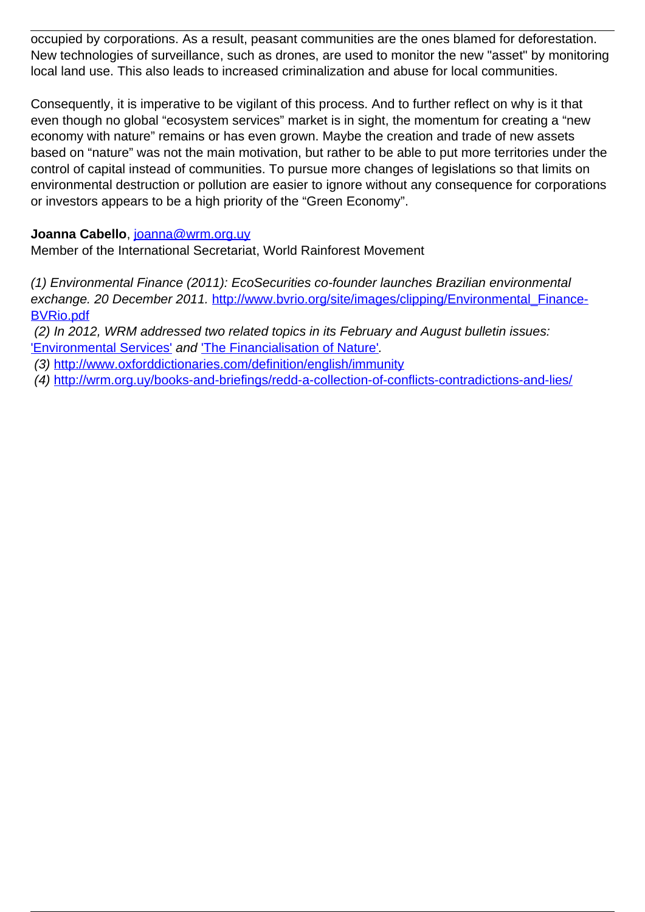occupied by corporations. As a result, peasant communities are the ones blamed for deforestation. New technologies of surveillance, such as drones, are used to monitor the new "asset" by monitoring local land use. This also leads to increased criminalization and abuse for local communities.

Consequently, it is imperative to be vigilant of this process. And to further reflect on why is it that even though no global "ecosystem services" market is in sight, the momentum for creating a "new economy with nature" remains or has even grown. Maybe the creation and trade of new assets based on "nature" was not the main motivation, but rather to be able to put more territories under the control of capital instead of communities. To pursue more changes of legislations so that limits on environmental destruction or pollution are easier to ignore without any consequence for corporations or investors appears to be a high priority of the "Green Economy".

**Joanna Cabello**, joanna@wrm.org.uy
Member of the International Secretariat, World Rainforest Movement

*(1) Environmental Finance (2011): EcoSecurities co-founder launches Brazilian environmental exchange. 20 December 2011.* http://www.bvrio.org/site/images/clipping/Environmental_Finance-BVRio.pdf

*(2) In 2012, WRM addressed two related topics in its February and August bulletin issues:* 'Environmental Services' *and* 'The Financialisation of Nature'.

*(3)* http://www.oxforddictionaries.com/definition/english/immunity

*(4)* http://wrm.org.uy/books-and-briefings/redd-a-collection-of-conflicts-contradictions-and-lies/